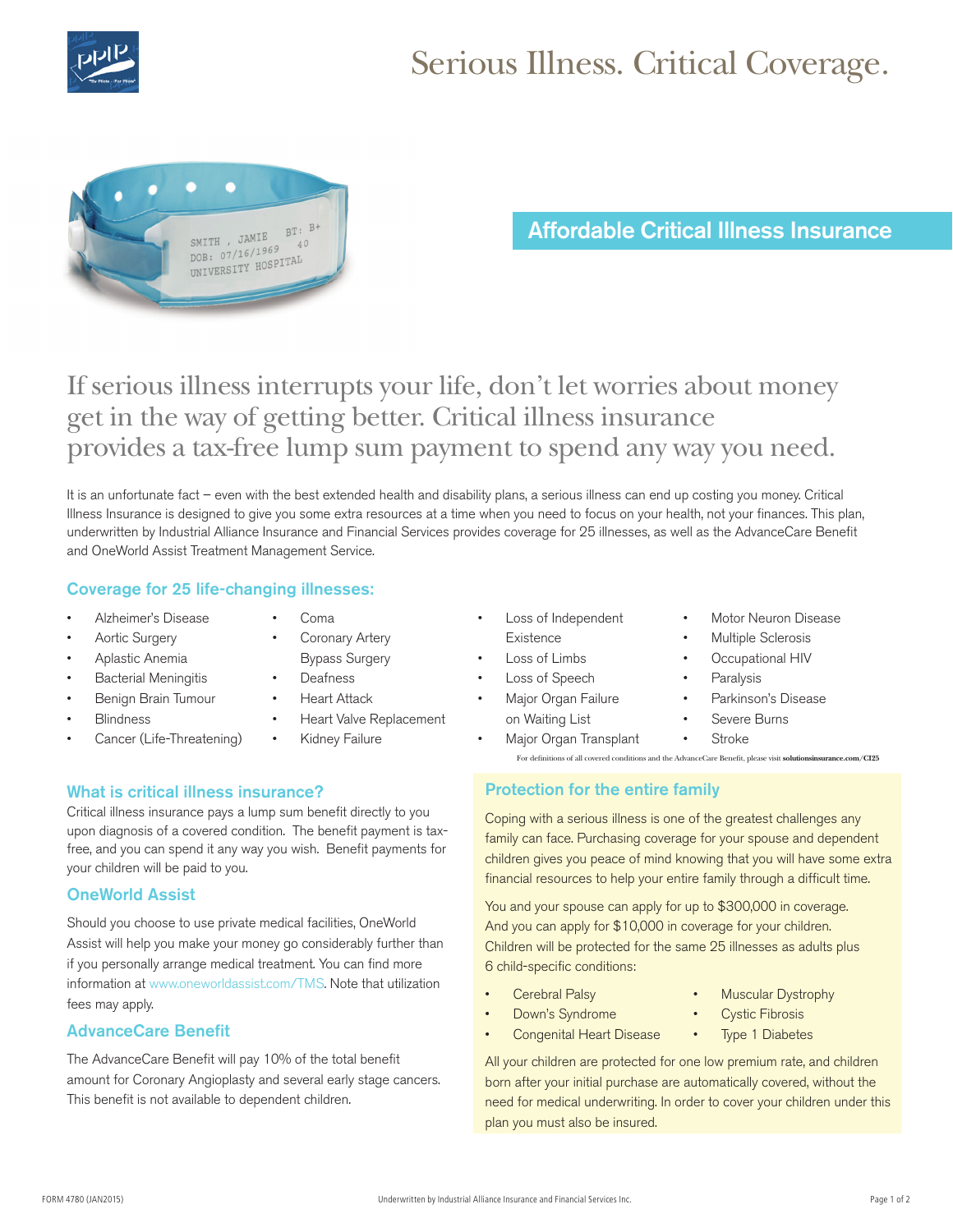# Serious Illness. Critical Coverage.

## Affordable Critical Illness Insurance

If serious illness interrupts your life, don't let worries about money get in the way of getting better. Critical illness insurance provides a tax-free lump sum payment to spend any way you need.

It is an unfortunate fact – even with the best extended health and disability plans, a serious illness can end up costing you money. Critical Illness Insurance is designed to give you some extra resources at a time when you need to focus on your health, not your finances. This plan, underwritten by Industrial Alliance Insurance and Financial Services provides coverage for 25 illnesses, as well as the AdvanceCare Benefit and OneWorld Assist Treatment Management Service.

### Coverage for 25 life-changing illnesses:

- Alzheimer's Disease
- Aortic Surgery
- Aplastic Anemia
- Bacterial Meningitis
- Benign Brain Tumour
- Blindness
- Cancer (Life-Threatening)
- Coma
- Coronary Artery Bypass Surgery
- Deafness
- Heart Attack
- Heart Valve Replacement
- Kidney Failure
- Loss of Independent Existence
- Loss of Limbs
- Loss of Speech
- Major Organ Failure on Waiting List
- Major Organ Transplant
- Motor Neuron Disease
- Multiple Sclerosis
- Occupational HIV
- Paralysis
- Parkinson's Disease
- Severe Burns
- Stroke

For definitions of all covered conditions and the AdvanceCare Benefit, please visit **solutionsinsurance.com/CI25**

### What is critical illness insurance?

Critical illness insurance pays a lump sum benefit directly to you upon diagnosis of a covered condition. The benefit payment is tax-free, and you can spend it any way you wish. Benefit payments for your children will be paid to you.

### OneWorld Assist

Should you choose to use private medical facilities, OneWorld Assist will help you make your money go considerably further than if you personally arrange medical treatment. You can find more information at www.oneworldassist.com/TMS. Note that utilization fees may apply.

### AdvanceCare Benefit

The AdvanceCare Benefit will pay 10% of the total benefit amount for Coronary Angioplasty and several early stage cancers. This benefit is not available to dependent children.

### Protection for the entire family

Coping with a serious illness is one of the greatest challenges any family can face. Purchasing coverage for your spouse and dependent children gives you peace of mind knowing that you will have some extra financial resources to help your entire family through a difficult time.

You and your spouse can apply for up to $300,000 in coverage. And you can apply for $10,000 in coverage for your children. Children will be protected for the same 25 illnesses as adults plus 6 child-specific conditions:

- Cerebral Palsy
- Down's Syndrome
- Congenital Heart Disease
- Muscular Dystrophy
- Cystic Fibrosis
- Type 1 Diabetes

All your children are protected for one low premium rate, and children born after your initial purchase are automatically covered, without the need for medical underwriting. In order to cover your children under this plan you must also be insured.

FORM 4780 (JAN2015) Underwritten by Industrial Alliance Insurance and Financial Services Inc.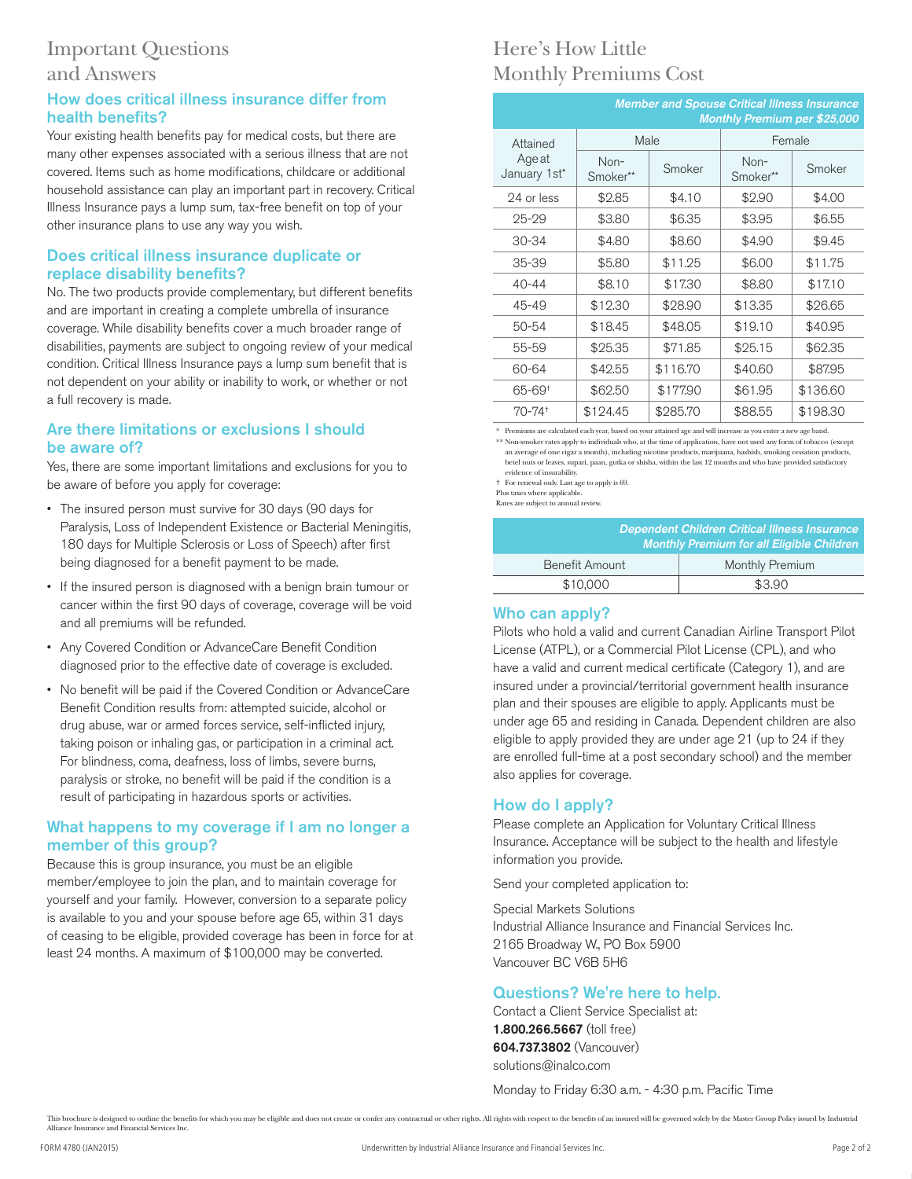# Important Questions and Answers

### How does critical illness insurance differ from health benefits?

Your existing health benefits pay for medical costs, but there are many other expenses associated with a serious illness that are not covered. Items such as home modifications, childcare or additional household assistance can play an important part in recovery. Critical Illness Insurance pays a lump sum, tax-free benefit on top of your other insurance plans to use any way you wish.

### Does critical illness insurance duplicate or replace disability benefits?

No. The two products provide complementary, but different benefits and are important in creating a complete umbrella of insurance coverage. While disability benefits cover a much broader range of disabilities, payments are subject to ongoing review of your medical condition. Critical Illness Insurance pays a lump sum benefit that is not dependent on your ability or inability to work, or whether or not a full recovery is made.

### Are there limitations or exclusions I should be aware of?

Yes, there are some important limitations and exclusions for you to be aware of before you apply for coverage:

- The insured person must survive for 30 days (90 days for Paralysis, Loss of Independent Existence or Bacterial Meningitis, 180 days for Multiple Sclerosis or Loss of Speech) after first being diagnosed for a benefit payment to be made.
- If the insured person is diagnosed with a benign brain tumour or cancer within the first 90 days of coverage, coverage will be void and all premiums will be refunded.
- Any Covered Condition or AdvanceCare Benefit Condition diagnosed prior to the effective date of coverage is excluded.
- No benefit will be paid if the Covered Condition or AdvanceCare Benefit Condition results from: attempted suicide, alcohol or drug abuse, war or armed forces service, self-inflicted injury, taking poison or inhaling gas, or participation in a criminal act. For blindness, coma, deafness, loss of limbs, severe burns, paralysis or stroke, no benefit will be paid if the condition is a result of participating in hazardous sports or activities.

### What happens to my coverage if I am no longer a member of this group?

Because this is group insurance, you must be an eligible member/employee to join the plan, and to maintain coverage for yourself and your family. However, conversion to a separate policy is available to you and your spouse before age 65, within 31 days of ceasing to be eligible, provided coverage has been in force for at least 24 months. A maximum of $100,000 may be converted.

# Here's How Little Monthly Premiums Cost

| Member and Spouse Critical Illness Insurance Monthly Premium per $25,000 | | | | |
|---|---|---|---|---|
| Attained Age at January 1st* | Male | | Female | |
| | Non-Smoker** | Smoker | Non-Smoker** | Smoker |
| 24 or less | $2.85 | $4.10 | $2.90 | $4.00 |
| 25-29 | $3.80 | $6.35 | $3.95 | $6.55 |
| 30-34 | $4.80 | $8.60 | $4.90 | $9.45 |
| 35-39 | $5.80 | $11.25 | $6.00 | $11.75 |
| 40-44 | $8.10 | $17.30 | $8.80 | $17.10 |
| 45-49 | $12.30 | $28.90 | $13.35 | $26.65 |
| 50-54 | $18.45 | $48.05 | $19.10 | $40.95 |
| 55-59 | $25.35 | $71.85 | $25.15 | $62.35 |
| 60-64 | $42.55 | $116.70 | $40.60 | $87.95 |
| 65-69† | $62.50 | $177.90 | $61.95 | $136.60 |
| 70-74† | $124.45 | $285.70 | $88.55 | $198.30 |

\* Premiums are calculated each year, based on your attained age and will increase as you enter a new age band.
** Non-smoker rates apply to individuals who, at the time of application, have not used any form of tobacco (except an average of one cigar a month), including nicotine products, marijuana, hashish, smoking cessation products, betel nuts or leaves, supari, paan, gutka or shisha, within the last 12 months and who have provided satisfactory evidence of insurability.
† For renewal only. Last age to apply is 69.
Plus taxes where applicable.
Rates are subject to annual review.

| Dependent Children Critical Illness Insurance Monthly Premium for all Eligible Children | |
|---|---|
| Benefit Amount | Monthly Premium |
| $10,000 | $3.90 |

### Who can apply?

Pilots who hold a valid and current Canadian Airline Transport Pilot License (ATPL), or a Commercial Pilot License (CPL), and who have a valid and current medical certificate (Category 1), and are insured under a provincial/territorial government health insurance plan and their spouses are eligible to apply. Applicants must be under age 65 and residing in Canada. Dependent children are also eligible to apply provided they are under age 21 (up to 24 if they are enrolled full-time at a post secondary school) and the member also applies for coverage.

### How do I apply?

Please complete an Application for Voluntary Critical Illness Insurance. Acceptance will be subject to the health and lifestyle information you provide.

Send your completed application to:

Special Markets Solutions
Industrial Alliance Insurance and Financial Services Inc.
2165 Broadway W., PO Box 5900
Vancouver BC V6B 5H6

### Questions? We're here to help.

Contact a Client Service Specialist at:
**1.800.266.5667** (toll free)
**604.737.3802** (Vancouver)
solutions@inalco.com

Monday to Friday 6:30 a.m. - 4:30 p.m. Pacific Time

This brochure is designed to outline the benefits for which you may be eligible and does not create or confer any contractual or other rights. All rights with respect to the benefits of an insured will be governed solely by the Master Group Policy issued by Industrial Alliance Insurance and Financial Services Inc.

FORM 4780 (JAN2015)

Underwritten by Industrial Alliance Insurance and Financial Services Inc.